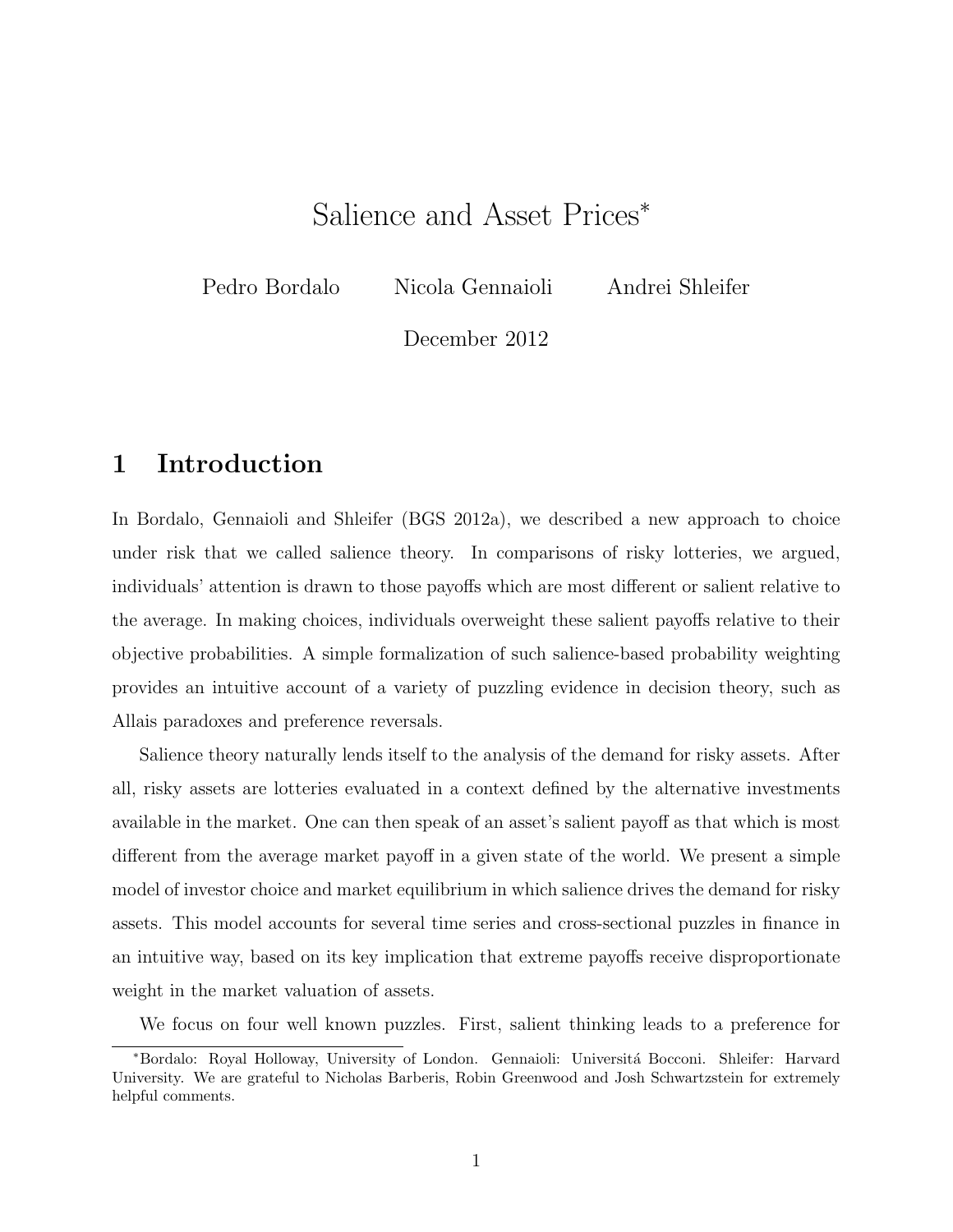# Salience and Asset Prices*

Pedro Bordalo    Nicola Gennaioli    Andrei Shleifer

December 2012

## 1 Introduction

In Bordalo, Gennaioli and Shleifer (BGS 2012a), we described a new approach to choice under risk that we called salience theory. In comparisons of risky lotteries, we argued, individuals' attention is drawn to those payoffs which are most different or salient relative to the average. In making choices, individuals overweight these salient payoffs relative to their objective probabilities. A simple formalization of such salience-based probability weighting provides an intuitive account of a variety of puzzling evidence in decision theory, such as Allais paradoxes and preference reversals.

Salience theory naturally lends itself to the analysis of the demand for risky assets. After all, risky assets are lotteries evaluated in a context defined by the alternative investments available in the market. One can then speak of an asset's salient payoff as that which is most different from the average market payoff in a given state of the world. We present a simple model of investor choice and market equilibrium in which salience drives the demand for risky assets. This model accounts for several time series and cross-sectional puzzles in finance in an intuitive way, based on its key implication that extreme payoffs receive disproportionate weight in the market valuation of assets.

We focus on four well known puzzles. First, salient thinking leads to a preference for

*Bordalo: Royal Holloway, University of London. Gennaioli: Universitá Bocconi. Shleifer: Harvard University. We are grateful to Nicholas Barberis, Robin Greenwood and Josh Schwartzstein for extremely helpful comments.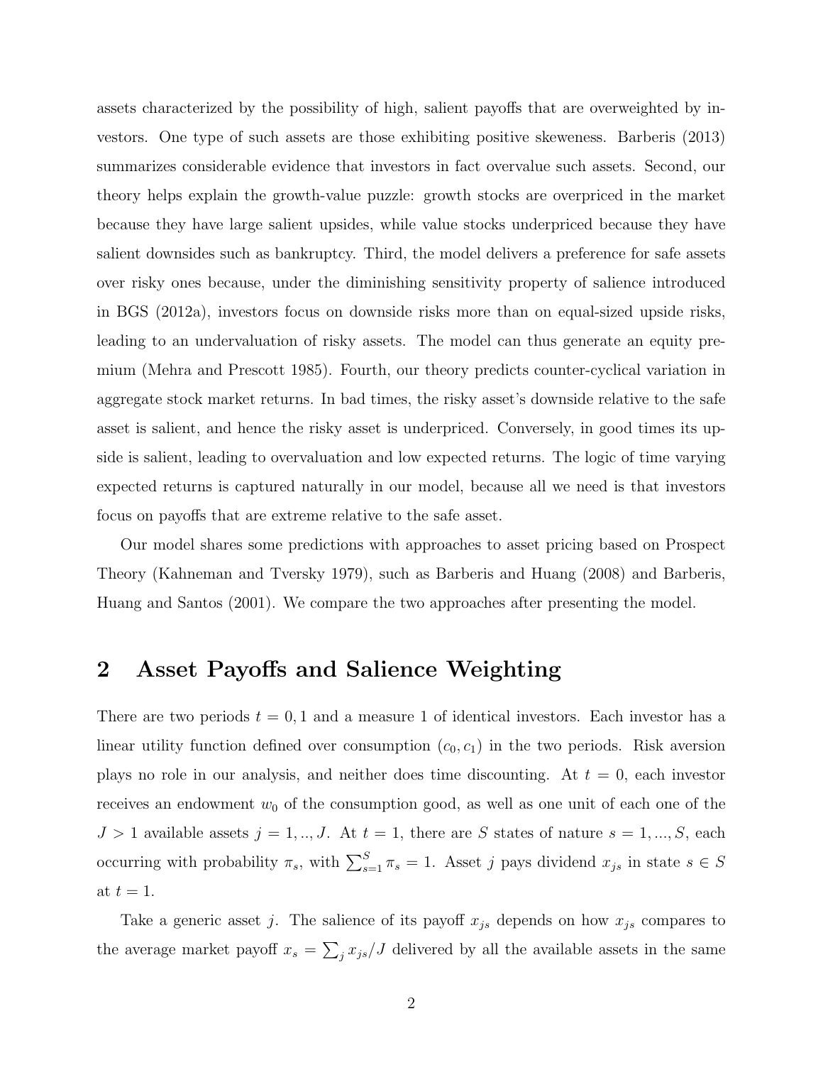assets characterized by the possibility of high, salient payoffs that are overweighted by investors. One type of such assets are those exhibiting positive skeweness. Barberis (2013) summarizes considerable evidence that investors in fact overvalue such assets. Second, our theory helps explain the growth-value puzzle: growth stocks are overpriced in the market because they have large salient upsides, while value stocks underpriced because they have salient downsides such as bankruptcy. Third, the model delivers a preference for safe assets over risky ones because, under the diminishing sensitivity property of salience introduced in BGS (2012a), investors focus on downside risks more than on equal-sized upside risks, leading to an undervaluation of risky assets. The model can thus generate an equity premium (Mehra and Prescott 1985). Fourth, our theory predicts counter-cyclical variation in aggregate stock market returns. In bad times, the risky asset's downside relative to the safe asset is salient, and hence the risky asset is underpriced. Conversely, in good times its upside is salient, leading to overvaluation and low expected returns. The logic of time varying expected returns is captured naturally in our model, because all we need is that investors focus on payoffs that are extreme relative to the safe asset.

Our model shares some predictions with approaches to asset pricing based on Prospect Theory (Kahneman and Tversky 1979), such as Barberis and Huang (2008) and Barberis, Huang and Santos (2001). We compare the two approaches after presenting the model.

## 2 Asset Payoffs and Salience Weighting

There are two periods $t = 0, 1$ and a measure 1 of identical investors. Each investor has a linear utility function defined over consumption $(c_0, c_1)$ in the two periods. Risk aversion plays no role in our analysis, and neither does time discounting. At $t = 0$, each investor receives an endowment $w_0$ of the consumption good, as well as one unit of each one of the $J > 1$ available assets $j = 1, .., J$. At $t = 1$, there are $S$ states of nature $s = 1, ..., S$, each occurring with probability $\pi_s$, with $\sum_{s=1}^{S} \pi_s = 1$. Asset $j$ pays dividend $x_{js}$ in state $s \in S$ at $t = 1$.

Take a generic asset $j$. The salience of its payoff $x_{js}$ depends on how $x_{js}$ compares to the average market payoff $x_s = \sum_j x_{js}/J$ delivered by all the available assets in the same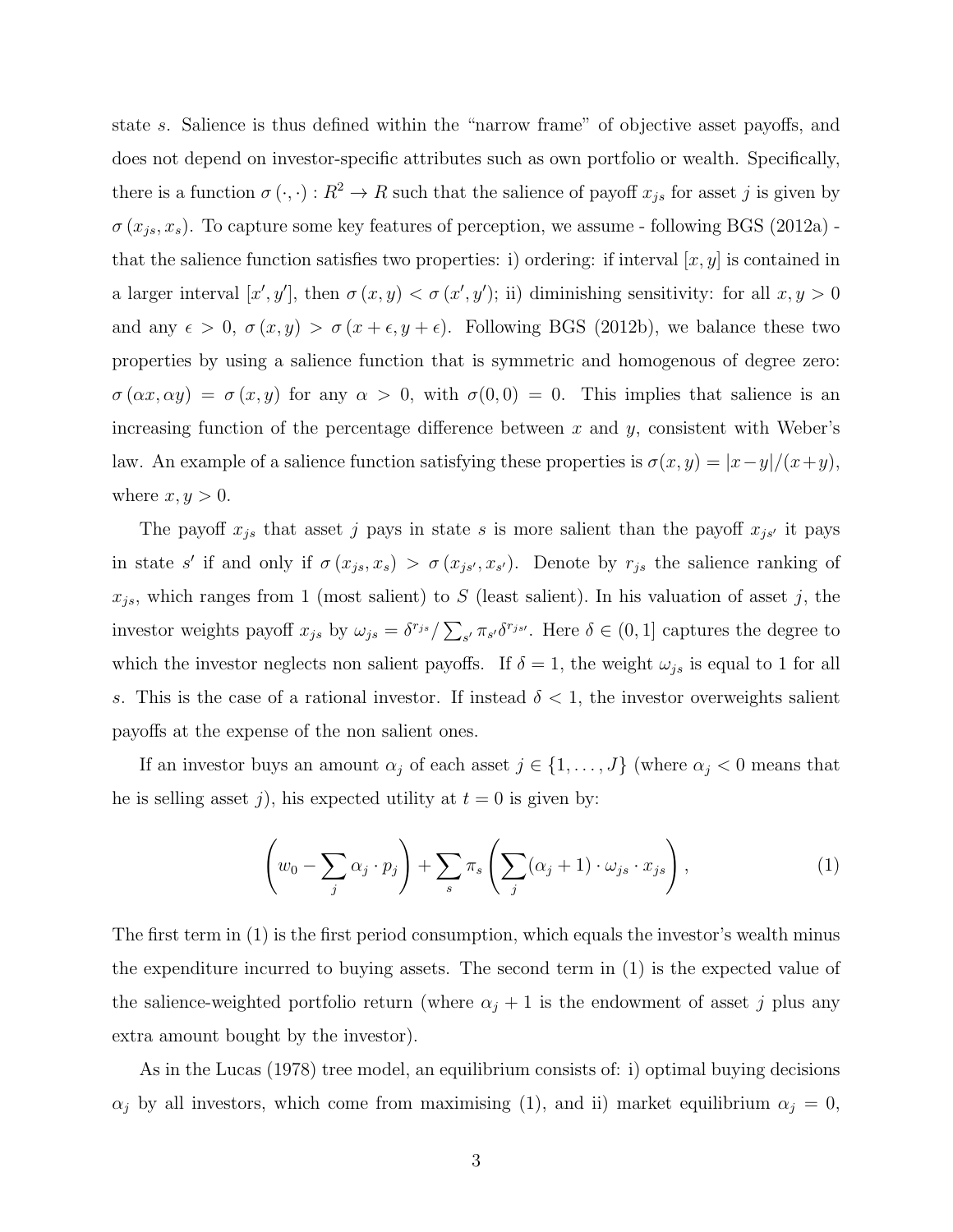state $s$. Salience is thus defined within the "narrow frame" of objective asset payoffs, and does not depend on investor-specific attributes such as own portfolio or wealth. Specifically, there is a function $\sigma(\cdot,\cdot) : R^2 \rightarrow R$ such that the salience of payoff $x_{js}$ for asset $j$ is given by $\sigma(x_{js}, x_s)$. To capture some key features of perception, we assume - following BGS (2012a) - that the salience function satisfies two properties: i) ordering: if interval $[x, y]$ is contained in a larger interval $[x', y']$, then $\sigma(x, y) < \sigma(x', y')$; ii) diminishing sensitivity: for all $x, y > 0$ and any $\epsilon > 0$, $\sigma(x, y) > \sigma(x + \epsilon, y + \epsilon)$. Following BGS (2012b), we balance these two properties by using a salience function that is symmetric and homogenous of degree zero: $\sigma(\alpha x, \alpha y) = \sigma(x, y)$ for any $\alpha > 0$, with $\sigma(0, 0) = 0$. This implies that salience is an increasing function of the percentage difference between $x$ and $y$, consistent with Weber's law. An example of a salience function satisfying these properties is $\sigma(x, y) = |x-y|/(x+y)$, where $x, y > 0$.

The payoff $x_{js}$ that asset $j$ pays in state $s$ is more salient than the payoff $x_{js'}$ it pays in state $s'$ if and only if $\sigma(x_{js}, x_s) > \sigma(x_{js'}, x_{s'})$. Denote by $r_{js}$ the salience ranking of $x_{js}$, which ranges from 1 (most salient) to $S$ (least salient). In his valuation of asset $j$, the investor weights payoff $x_{js}$ by $\omega_{js} = \delta^{r_{js}} / \sum_{s'} \pi_{s'} \delta^{r_{js'}}$. Here $\delta \in (0, 1]$ captures the degree to which the investor neglects non salient payoffs. If $\delta = 1$, the weight $\omega_{js}$ is equal to 1 for all $s$. This is the case of a rational investor. If instead $\delta < 1$, the investor overweights salient payoffs at the expense of the non salient ones.

If an investor buys an amount $\alpha_j$ of each asset $j \in \{1, \ldots, J\}$ (where $\alpha_j < 0$ means that he is selling asset $j$), his expected utility at $t = 0$ is given by:

$$\left( w_0 - \sum_j \alpha_j \cdot p_j \right) + \sum_s \pi_s \left( \sum_j (\alpha_j + 1) \cdot \omega_{js} \cdot x_{js} \right), \tag{1}$$

The first term in (1) is the first period consumption, which equals the investor's wealth minus the expenditure incurred to buying assets. The second term in (1) is the expected value of the salience-weighted portfolio return (where $\alpha_j + 1$ is the endowment of asset $j$ plus any extra amount bought by the investor).

As in the Lucas (1978) tree model, an equilibrium consists of: i) optimal buying decisions $\alpha_j$ by all investors, which come from maximising (1), and ii) market equilibrium $\alpha_j = 0$,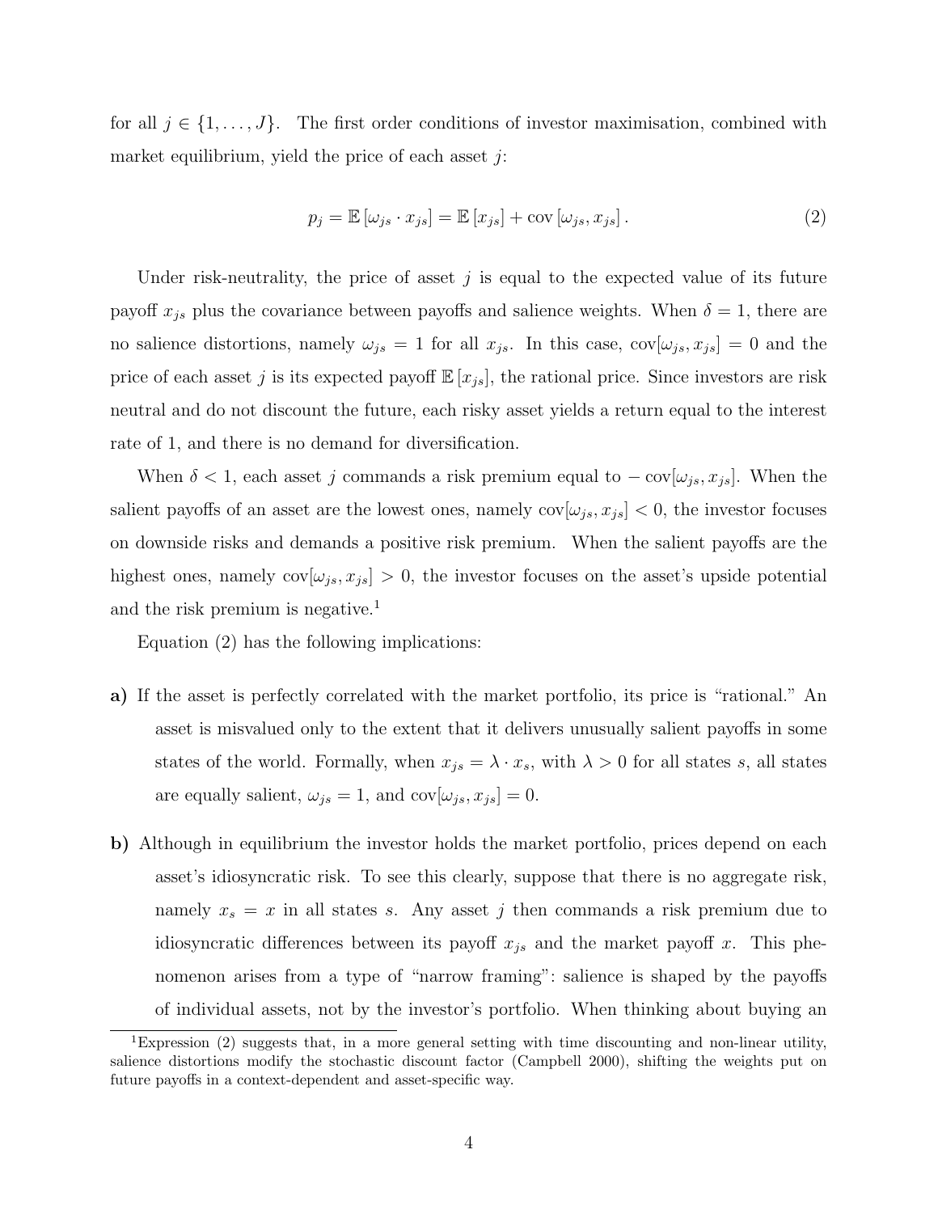for all $j \in \{1, \ldots, J\}$. The first order conditions of investor maximisation, combined with market equilibrium, yield the price of each asset $j$:

$$p_j = \mathbb{E}\left[\omega_{js} \cdot x_{js}\right] = \mathbb{E}\left[x_{js}\right] + \operatorname{cov}\left[\omega_{js}, x_{js}\right]. \tag{2}$$

Under risk-neutrality, the price of asset $j$ is equal to the expected value of its future payoff $x_{js}$ plus the covariance between payoffs and salience weights. When $\delta = 1$, there are no salience distortions, namely $\omega_{js} = 1$ for all $x_{js}$. In this case, $\operatorname{cov}[\omega_{js}, x_{js}] = 0$ and the price of each asset $j$ is its expected payoff $\mathbb{E}\left[x_{js}\right]$, the rational price. Since investors are risk neutral and do not discount the future, each risky asset yields a return equal to the interest rate of 1, and there is no demand for diversification.

When $\delta < 1$, each asset $j$ commands a risk premium equal to $-\operatorname{cov}[\omega_{js}, x_{js}]$. When the salient payoffs of an asset are the lowest ones, namely $\operatorname{cov}[\omega_{js}, x_{js}] < 0$, the investor focuses on downside risks and demands a positive risk premium. When the salient payoffs are the highest ones, namely $\operatorname{cov}[\omega_{js}, x_{js}] > 0$, the investor focuses on the asset's upside potential and the risk premium is negative.[1]

Equation (2) has the following implications:

**a)** If the asset is perfectly correlated with the market portfolio, its price is "rational." An asset is misvalued only to the extent that it delivers unusually salient payoffs in some states of the world. Formally, when $x_{js} = \lambda \cdot x_s$, with $\lambda > 0$ for all states $s$, all states are equally salient, $\omega_{js} = 1$, and $\operatorname{cov}[\omega_{js}, x_{js}] = 0$.

**b)** Although in equilibrium the investor holds the market portfolio, prices depend on each asset's idiosyncratic risk. To see this clearly, suppose that there is no aggregate risk, namely $x_s = x$ in all states $s$. Any asset $j$ then commands a risk premium due to idiosyncratic differences between its payoff $x_{js}$ and the market payoff $x$. This phenomenon arises from a type of "narrow framing": salience is shaped by the payoffs of individual assets, not by the investor's portfolio. When thinking about buying an

[1] Expression (2) suggests that, in a more general setting with time discounting and non-linear utility, salience distortions modify the stochastic discount factor (Campbell 2000), shifting the weights put on future payoffs in a context-dependent and asset-specific way.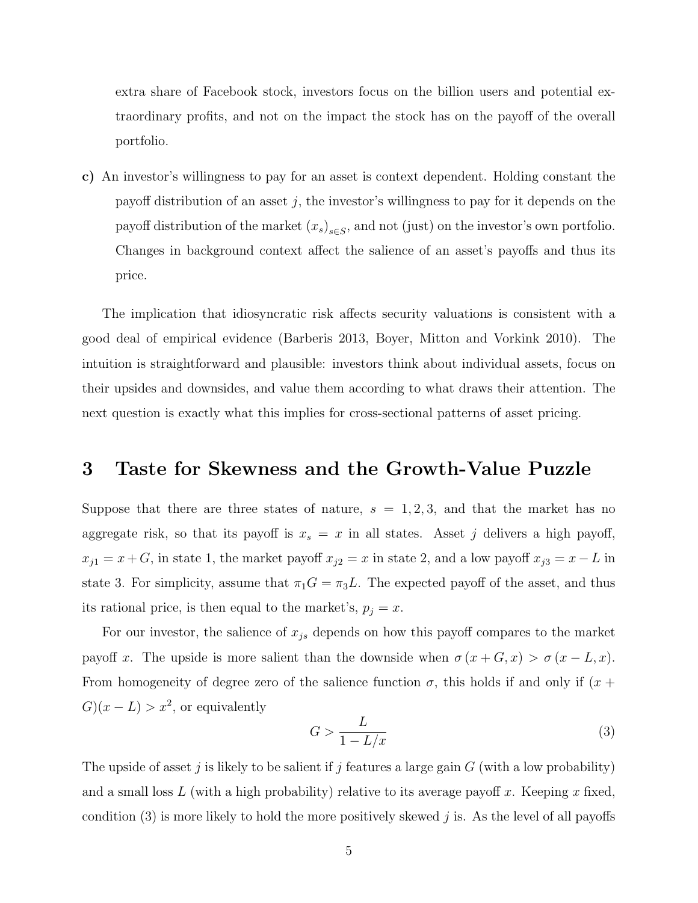extra share of Facebook stock, investors focus on the billion users and potential extraordinary profits, and not on the impact the stock has on the payoff of the overall portfolio.

**c)** An investor's willingness to pay for an asset is context dependent. Holding constant the payoff distribution of an asset $j$, the investor's willingness to pay for it depends on the payoff distribution of the market $(x_s)_{s \in S}$, and not (just) on the investor's own portfolio. Changes in background context affect the salience of an asset's payoffs and thus its price.

The implication that idiosyncratic risk affects security valuations is consistent with a good deal of empirical evidence (Barberis 2013, Boyer, Mitton and Vorkink 2010). The intuition is straightforward and plausible: investors think about individual assets, focus on their upsides and downsides, and value them according to what draws their attention. The next question is exactly what this implies for cross-sectional patterns of asset pricing.

# 3 Taste for Skewness and the Growth-Value Puzzle

Suppose that there are three states of nature, $s = 1, 2, 3$, and that the market has no aggregate risk, so that its payoff is $x_s = x$ in all states. Asset $j$ delivers a high payoff, $x_{j1} = x + G$, in state 1, the market payoff $x_{j2} = x$ in state 2, and a low payoff $x_{j3} = x - L$ in state 3. For simplicity, assume that $\pi_1 G = \pi_3 L$. The expected payoff of the asset, and thus its rational price, is then equal to the market's, $p_j = x$.

For our investor, the salience of $x_{js}$ depends on how this payoff compares to the market payoff $x$. The upside is more salient than the downside when $\sigma(x + G, x) > \sigma(x - L, x)$. From homogeneity of degree zero of the salience function $\sigma$, this holds if and only if $(x + G)(x - L) > x^2$, or equivalently

$$G > \frac{L}{1 - L/x} \tag{3}$$

The upside of asset $j$ is likely to be salient if $j$ features a large gain $G$ (with a low probability) and a small loss $L$ (with a high probability) relative to its average payoff $x$. Keeping $x$ fixed, condition (3) is more likely to hold the more positively skewed $j$ is. As the level of all payoffs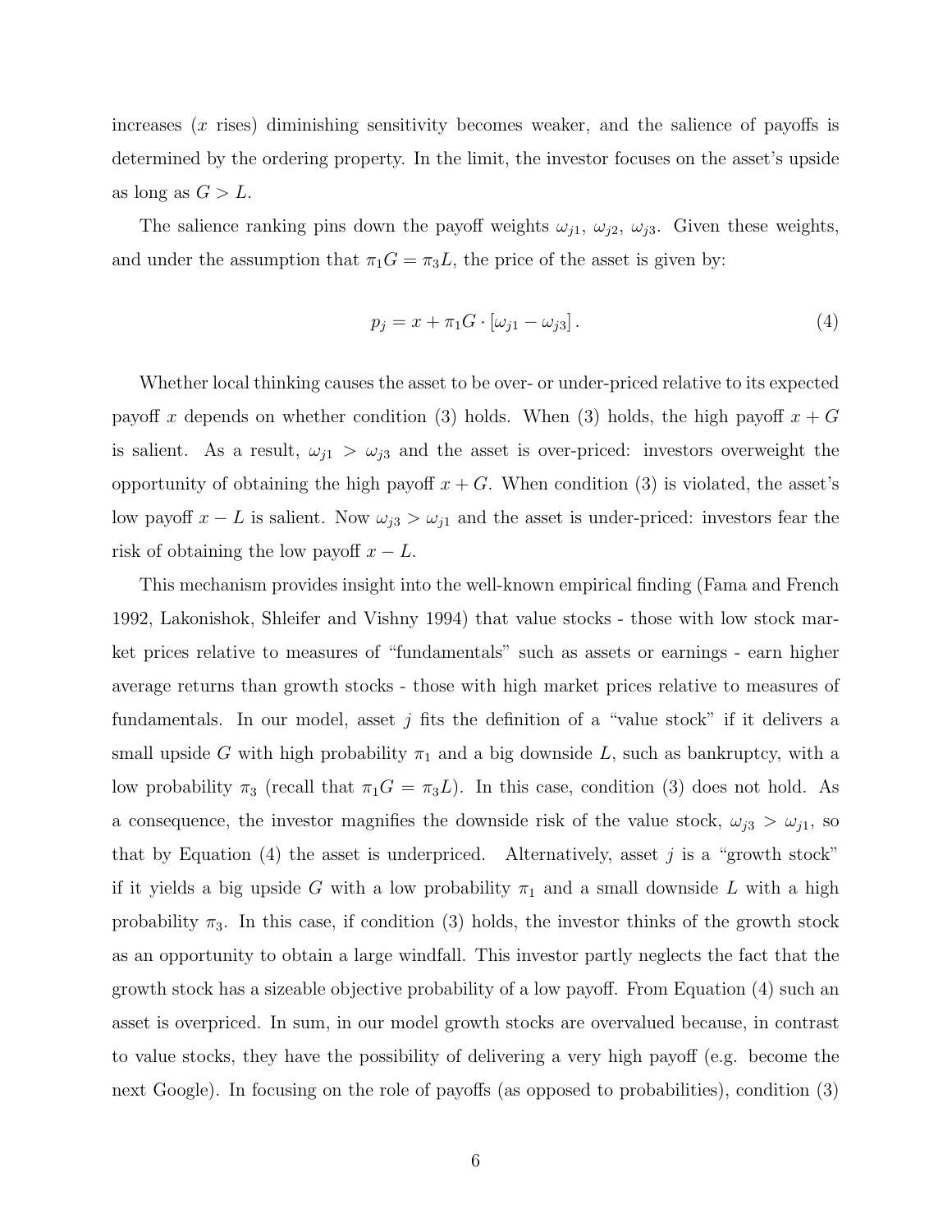increases ($x$ rises) diminishing sensitivity becomes weaker, and the salience of payoffs is determined by the ordering property. In the limit, the investor focuses on the asset's upside as long as $G > L$.

The salience ranking pins down the payoff weights $\omega_{j1}$, $\omega_{j2}$, $\omega_{j3}$. Given these weights, and under the assumption that $\pi_1 G = \pi_3 L$, the price of the asset is given by:

$$p_j = x + \pi_1 G \cdot [\omega_{j1} - \omega_{j3}]. \tag{4}$$

Whether local thinking causes the asset to be over- or under-priced relative to its expected payoff $x$ depends on whether condition (3) holds. When (3) holds, the high payoff $x + G$ is salient. As a result, $\omega_{j1} > \omega_{j3}$ and the asset is over-priced: investors overweight the opportunity of obtaining the high payoff $x + G$. When condition (3) is violated, the asset's low payoff $x - L$ is salient. Now $\omega_{j3} > \omega_{j1}$ and the asset is under-priced: investors fear the risk of obtaining the low payoff $x - L$.

This mechanism provides insight into the well-known empirical finding (Fama and French 1992, Lakonishok, Shleifer and Vishny 1994) that value stocks - those with low stock market prices relative to measures of "fundamentals" such as assets or earnings - earn higher average returns than growth stocks - those with high market prices relative to measures of fundamentals. In our model, asset $j$ fits the definition of a "value stock" if it delivers a small upside $G$ with high probability $\pi_1$ and a big downside $L$, such as bankruptcy, with a low probability $\pi_3$ (recall that $\pi_1 G = \pi_3 L$). In this case, condition (3) does not hold. As a consequence, the investor magnifies the downside risk of the value stock, $\omega_{j3} > \omega_{j1}$, so that by Equation (4) the asset is underpriced. Alternatively, asset $j$ is a "growth stock" if it yields a big upside $G$ with a low probability $\pi_1$ and a small downside $L$ with a high probability $\pi_3$. In this case, if condition (3) holds, the investor thinks of the growth stock as an opportunity to obtain a large windfall. This investor partly neglects the fact that the growth stock has a sizeable objective probability of a low payoff. From Equation (4) such an asset is overpriced. In sum, in our model growth stocks are overvalued because, in contrast to value stocks, they have the possibility of delivering a very high payoff (e.g. become the next Google). In focusing on the role of payoffs (as opposed to probabilities), condition (3)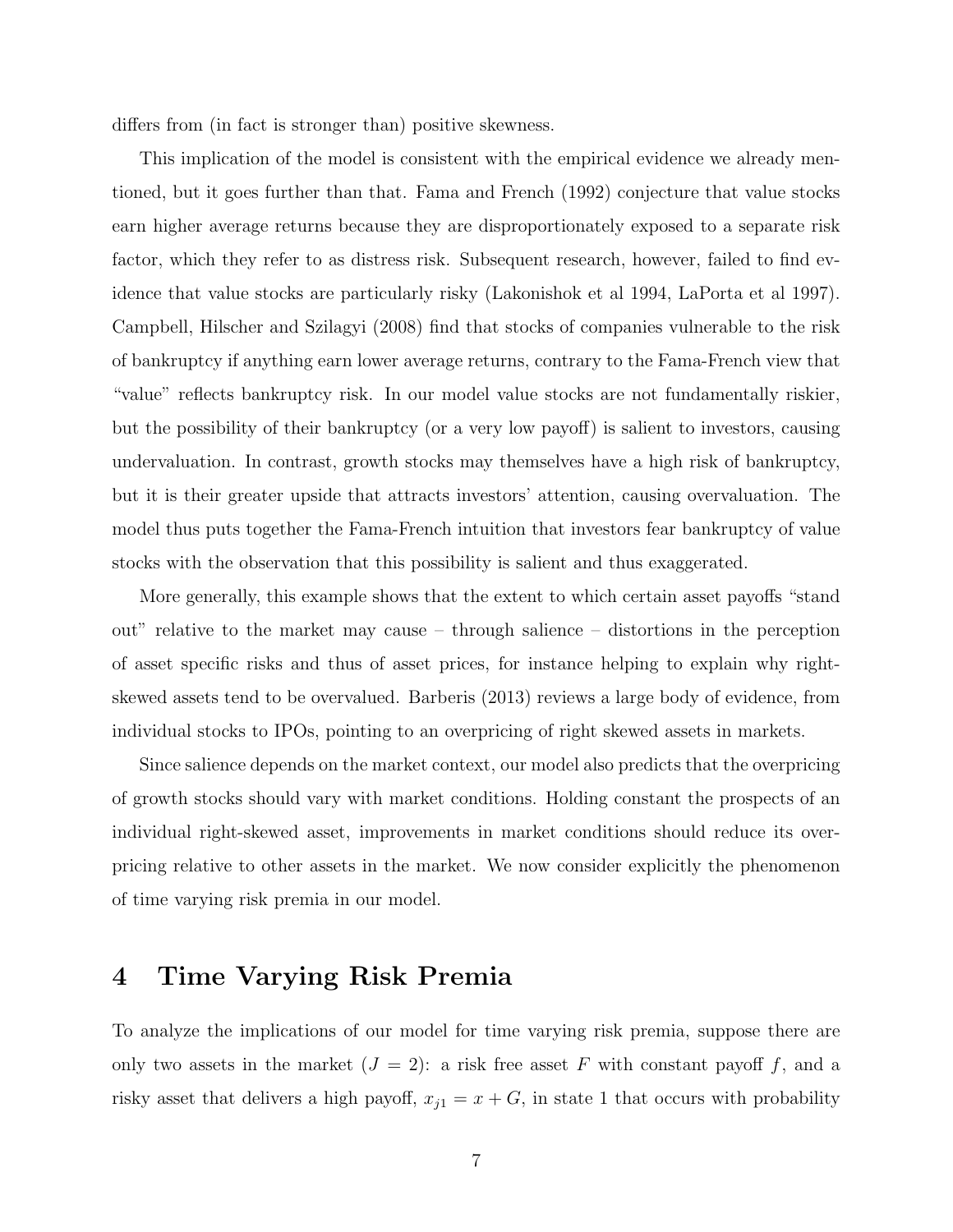differs from (in fact is stronger than) positive skewness.

This implication of the model is consistent with the empirical evidence we already mentioned, but it goes further than that. Fama and French (1992) conjecture that value stocks earn higher average returns because they are disproportionately exposed to a separate risk factor, which they refer to as distress risk. Subsequent research, however, failed to find evidence that value stocks are particularly risky (Lakonishok et al 1994, LaPorta et al 1997). Campbell, Hilscher and Szilagyi (2008) find that stocks of companies vulnerable to the risk of bankruptcy if anything earn lower average returns, contrary to the Fama-French view that "value" reflects bankruptcy risk. In our model value stocks are not fundamentally riskier, but the possibility of their bankruptcy (or a very low payoff) is salient to investors, causing undervaluation. In contrast, growth stocks may themselves have a high risk of bankruptcy, but it is their greater upside that attracts investors' attention, causing overvaluation. The model thus puts together the Fama-French intuition that investors fear bankruptcy of value stocks with the observation that this possibility is salient and thus exaggerated.

More generally, this example shows that the extent to which certain asset payoffs "stand out" relative to the market may cause – through salience – distortions in the perception of asset specific risks and thus of asset prices, for instance helping to explain why right-skewed assets tend to be overvalued. Barberis (2013) reviews a large body of evidence, from individual stocks to IPOs, pointing to an overpricing of right skewed assets in markets.

Since salience depends on the market context, our model also predicts that the overpricing of growth stocks should vary with market conditions. Holding constant the prospects of an individual right-skewed asset, improvements in market conditions should reduce its overpricing relative to other assets in the market. We now consider explicitly the phenomenon of time varying risk premia in our model.

# 4 Time Varying Risk Premia

To analyze the implications of our model for time varying risk premia, suppose there are only two assets in the market ($J = 2$): a risk free asset $F$ with constant payoff $f$, and a risky asset that delivers a high payoff, $x_{j1} = x + G$, in state 1 that occurs with probability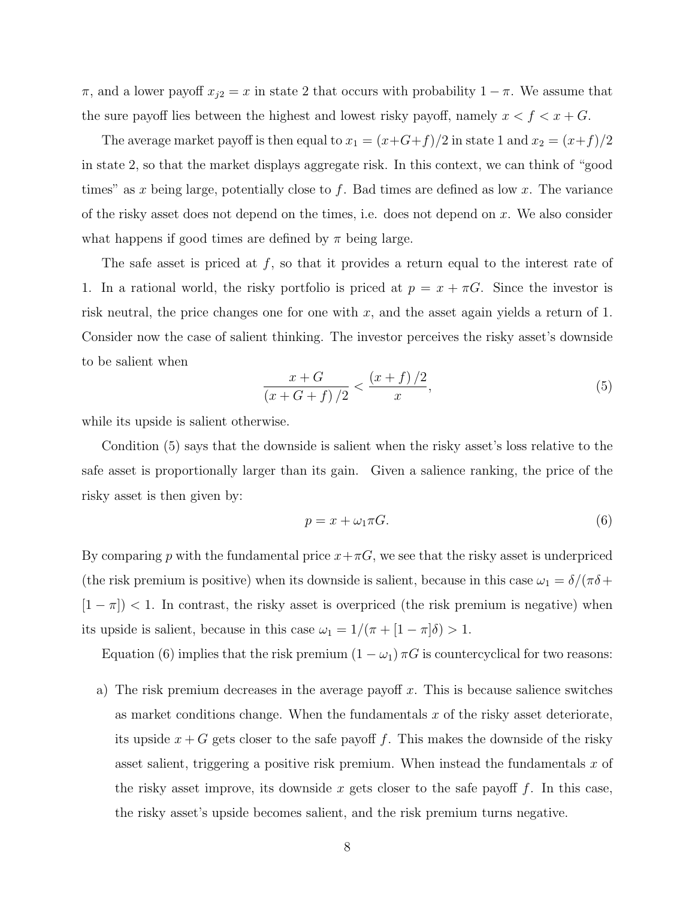$\pi$, and a lower payoff $x_{j2} = x$ in state 2 that occurs with probability $1 - \pi$. We assume that the sure payoff lies between the highest and lowest risky payoff, namely $x < f < x + G$.

The average market payoff is then equal to $x_1 = (x+G+f)/2$ in state 1 and $x_2 = (x+f)/2$ in state 2, so that the market displays aggregate risk. In this context, we can think of "good times" as $x$ being large, potentially close to $f$. Bad times are defined as low $x$. The variance of the risky asset does not depend on the times, i.e. does not depend on $x$. We also consider what happens if good times are defined by $\pi$ being large.

The safe asset is priced at $f$, so that it provides a return equal to the interest rate of 1. In a rational world, the risky portfolio is priced at $p = x + \pi G$. Since the investor is risk neutral, the price changes one for one with $x$, and the asset again yields a return of 1. Consider now the case of salient thinking. The investor perceives the risky asset's downside to be salient when

$$\frac{x+G}{(x+G+f)/2} < \frac{(x+f)/2}{x}, \tag{5}$$

while its upside is salient otherwise.

Condition (5) says that the downside is salient when the risky asset's loss relative to the safe asset is proportionally larger than its gain. Given a salience ranking, the price of the risky asset is then given by:

$$p = x + \omega_1 \pi G. \tag{6}$$

By comparing $p$ with the fundamental price $x + \pi G$, we see that the risky asset is underpriced (the risk premium is positive) when its downside is salient, because in this case $\omega_1 = \delta/(\pi\delta + [1-\pi]) < 1$. In contrast, the risky asset is overpriced (the risk premium is negative) when its upside is salient, because in this case $\omega_1 = 1/(\pi + [1-\pi]\delta) > 1$.

Equation (6) implies that the risk premium $(1 - \omega_1)\pi G$ is countercyclical for two reasons:

a) The risk premium decreases in the average payoff $x$. This is because salience switches as market conditions change. When the fundamentals $x$ of the risky asset deteriorate, its upside $x + G$ gets closer to the safe payoff $f$. This makes the downside of the risky asset salient, triggering a positive risk premium. When instead the fundamentals $x$ of the risky asset improve, its downside $x$ gets closer to the safe payoff $f$. In this case, the risky asset's upside becomes salient, and the risk premium turns negative.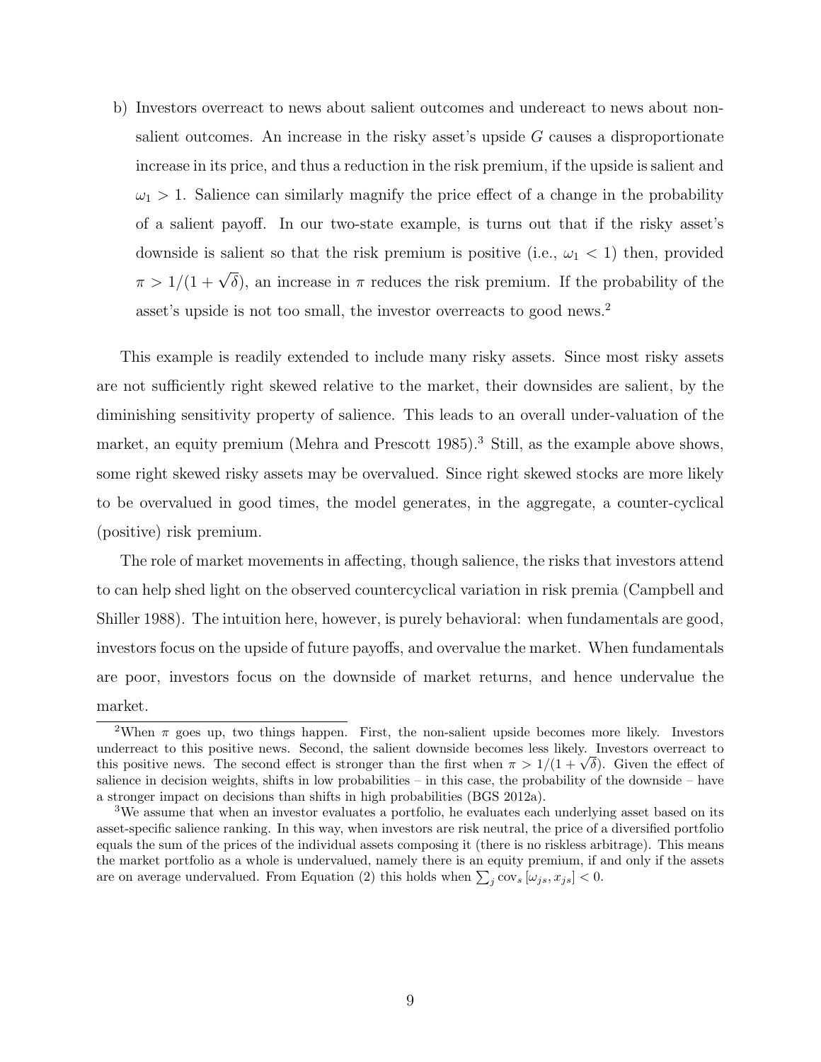b) Investors overreact to news about salient outcomes and undereact to news about non-salient outcomes. An increase in the risky asset's upside $G$ causes a disproportionate increase in its price, and thus a reduction in the risk premium, if the upside is salient and $\omega_1 > 1$. Salience can similarly magnify the price effect of a change in the probability of a salient payoff. In our two-state example, is turns out that if the risky asset's downside is salient so that the risk premium is positive (i.e., $\omega_1 < 1$) then, provided $\pi > 1/(1+\sqrt{\delta})$, an increase in $\pi$ reduces the risk premium. If the probability of the asset's upside is not too small, the investor overreacts to good news.[2]

This example is readily extended to include many risky assets. Since most risky assets are not sufficiently right skewed relative to the market, their downsides are salient, by the diminishing sensitivity property of salience. This leads to an overall under-valuation of the market, an equity premium (Mehra and Prescott 1985).[3] Still, as the example above shows, some right skewed risky assets may be overvalued. Since right skewed stocks are more likely to be overvalued in good times, the model generates, in the aggregate, a counter-cyclical (positive) risk premium.

The role of market movements in affecting, though salience, the risks that investors attend to can help shed light on the observed countercyclical variation in risk premia (Campbell and Shiller 1988). The intuition here, however, is purely behavioral: when fundamentals are good, investors focus on the upside of future payoffs, and overvalue the market. When fundamentals are poor, investors focus on the downside of market returns, and hence undervalue the market.

[2] When $\pi$ goes up, two things happen. First, the non-salient upside becomes more likely. Investors underreact to this positive news. Second, the salient downside becomes less likely. Investors overreact to this positive news. The second effect is stronger than the first when $\pi > 1/(1+\sqrt{\delta})$. Given the effect of salience in decision weights, shifts in low probabilities – in this case, the probability of the downside – have a stronger impact on decisions than shifts in high probabilities (BGS 2012a).

[3] We assume that when an investor evaluates a portfolio, he evaluates each underlying asset based on its asset-specific salience ranking. In this way, when investors are risk neutral, the price of a diversified portfolio equals the sum of the prices of the individual assets composing it (there is no riskless arbitrage). This means the market portfolio as a whole is undervalued, namely there is an equity premium, if and only if the assets are on average undervalued. From Equation (2) this holds when $\sum_j \text{cov}_s [\omega_{js}, x_{js}] < 0$.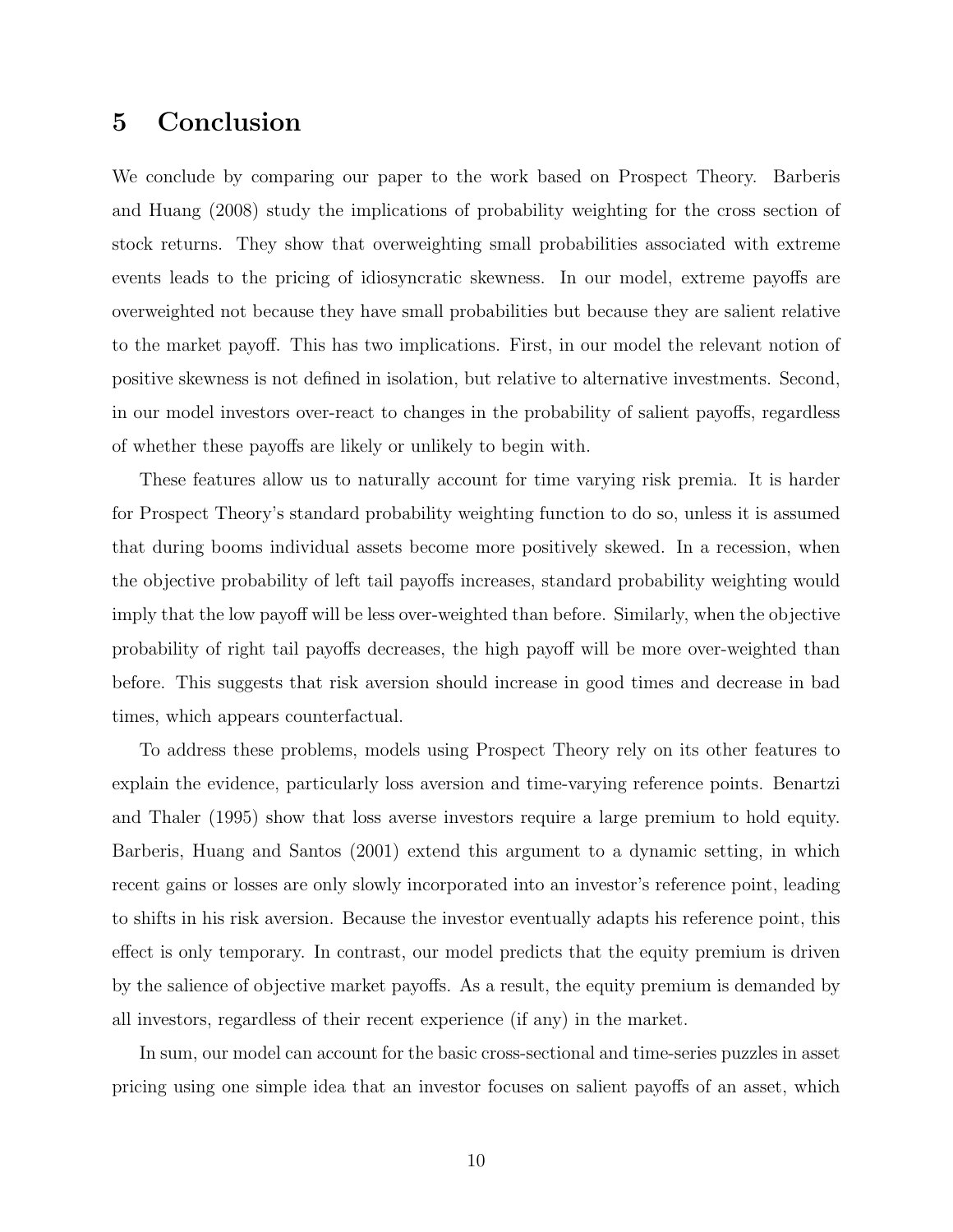## 5 Conclusion

We conclude by comparing our paper to the work based on Prospect Theory. Barberis and Huang (2008) study the implications of probability weighting for the cross section of stock returns. They show that overweighting small probabilities associated with extreme events leads to the pricing of idiosyncratic skewness. In our model, extreme payoffs are overweighted not because they have small probabilities but because they are salient relative to the market payoff. This has two implications. First, in our model the relevant notion of positive skewness is not defined in isolation, but relative to alternative investments. Second, in our model investors over-react to changes in the probability of salient payoffs, regardless of whether these payoffs are likely or unlikely to begin with.

These features allow us to naturally account for time varying risk premia. It is harder for Prospect Theory's standard probability weighting function to do so, unless it is assumed that during booms individual assets become more positively skewed. In a recession, when the objective probability of left tail payoffs increases, standard probability weighting would imply that the low payoff will be less over-weighted than before. Similarly, when the objective probability of right tail payoffs decreases, the high payoff will be more over-weighted than before. This suggests that risk aversion should increase in good times and decrease in bad times, which appears counterfactual.

To address these problems, models using Prospect Theory rely on its other features to explain the evidence, particularly loss aversion and time-varying reference points. Benartzi and Thaler (1995) show that loss averse investors require a large premium to hold equity. Barberis, Huang and Santos (2001) extend this argument to a dynamic setting, in which recent gains or losses are only slowly incorporated into an investor's reference point, leading to shifts in his risk aversion. Because the investor eventually adapts his reference point, this effect is only temporary. In contrast, our model predicts that the equity premium is driven by the salience of objective market payoffs. As a result, the equity premium is demanded by all investors, regardless of their recent experience (if any) in the market.

In sum, our model can account for the basic cross-sectional and time-series puzzles in asset pricing using one simple idea that an investor focuses on salient payoffs of an asset, which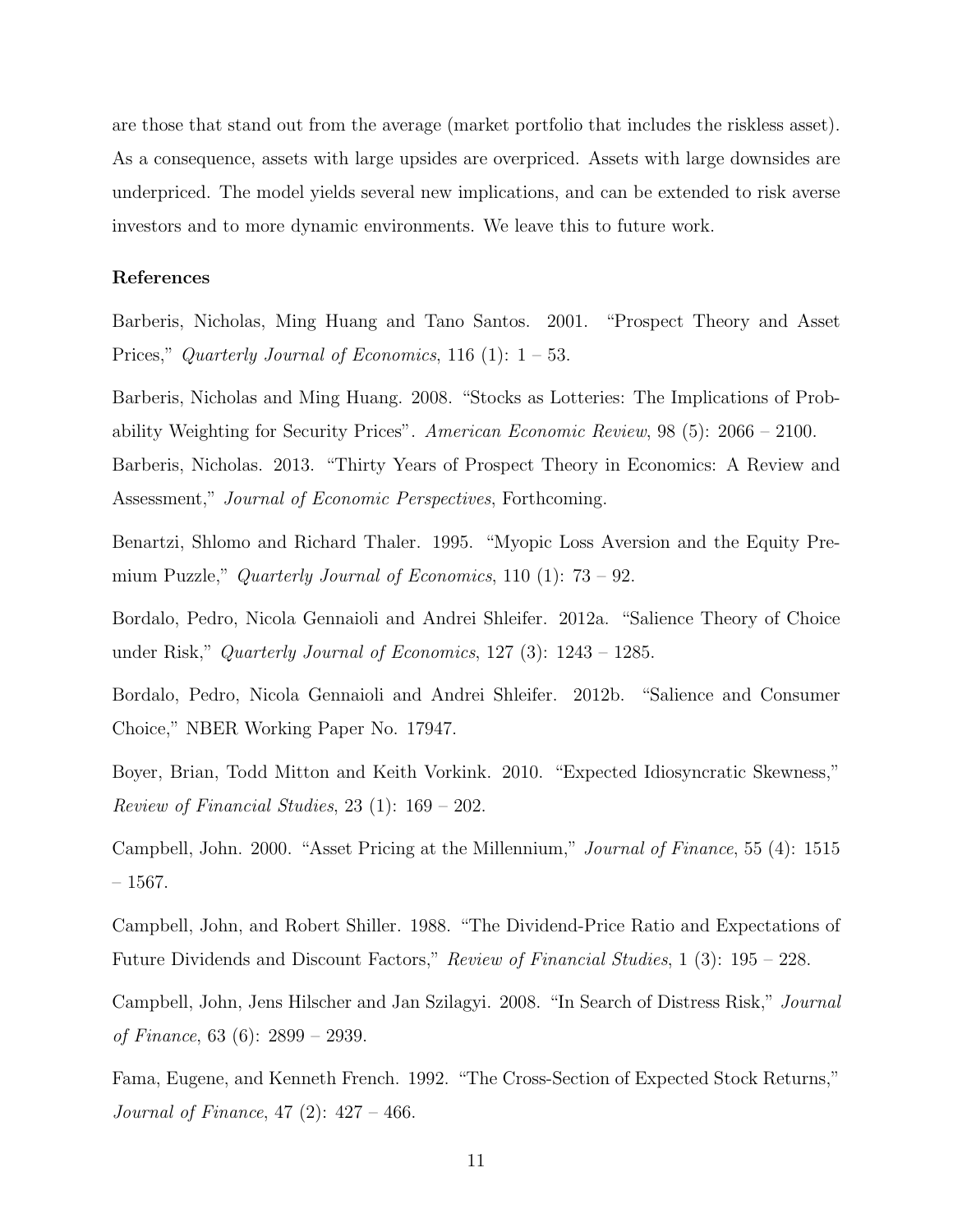are those that stand out from the average (market portfolio that includes the riskless asset). As a consequence, assets with large upsides are overpriced. Assets with large downsides are underpriced. The model yields several new implications, and can be extended to risk averse investors and to more dynamic environments. We leave this to future work.

**References**

Barberis, Nicholas, Ming Huang and Tano Santos. 2001. "Prospect Theory and Asset Prices," *Quarterly Journal of Economics*, 116 (1): 1 – 53.

Barberis, Nicholas and Ming Huang. 2008. "Stocks as Lotteries: The Implications of Probability Weighting for Security Prices". *American Economic Review*, 98 (5): 2066 – 2100.

Barberis, Nicholas. 2013. "Thirty Years of Prospect Theory in Economics: A Review and Assessment," *Journal of Economic Perspectives*, Forthcoming.

Benartzi, Shlomo and Richard Thaler. 1995. "Myopic Loss Aversion and the Equity Premium Puzzle," *Quarterly Journal of Economics*, 110 (1): 73 – 92.

Bordalo, Pedro, Nicola Gennaioli and Andrei Shleifer. 2012a. "Salience Theory of Choice under Risk," *Quarterly Journal of Economics*, 127 (3): 1243 – 1285.

Bordalo, Pedro, Nicola Gennaioli and Andrei Shleifer. 2012b. "Salience and Consumer Choice," NBER Working Paper No. 17947.

Boyer, Brian, Todd Mitton and Keith Vorkink. 2010. "Expected Idiosyncratic Skewness," *Review of Financial Studies*, 23 (1): 169 – 202.

Campbell, John. 2000. "Asset Pricing at the Millennium," *Journal of Finance*, 55 (4): 1515 – 1567.

Campbell, John, and Robert Shiller. 1988. "The Dividend-Price Ratio and Expectations of Future Dividends and Discount Factors," *Review of Financial Studies*, 1 (3): 195 – 228.

Campbell, John, Jens Hilscher and Jan Szilagyi. 2008. "In Search of Distress Risk," *Journal of Finance*, 63 (6): 2899 – 2939.

Fama, Eugene, and Kenneth French. 1992. "The Cross-Section of Expected Stock Returns," *Journal of Finance*, 47 (2): 427 – 466.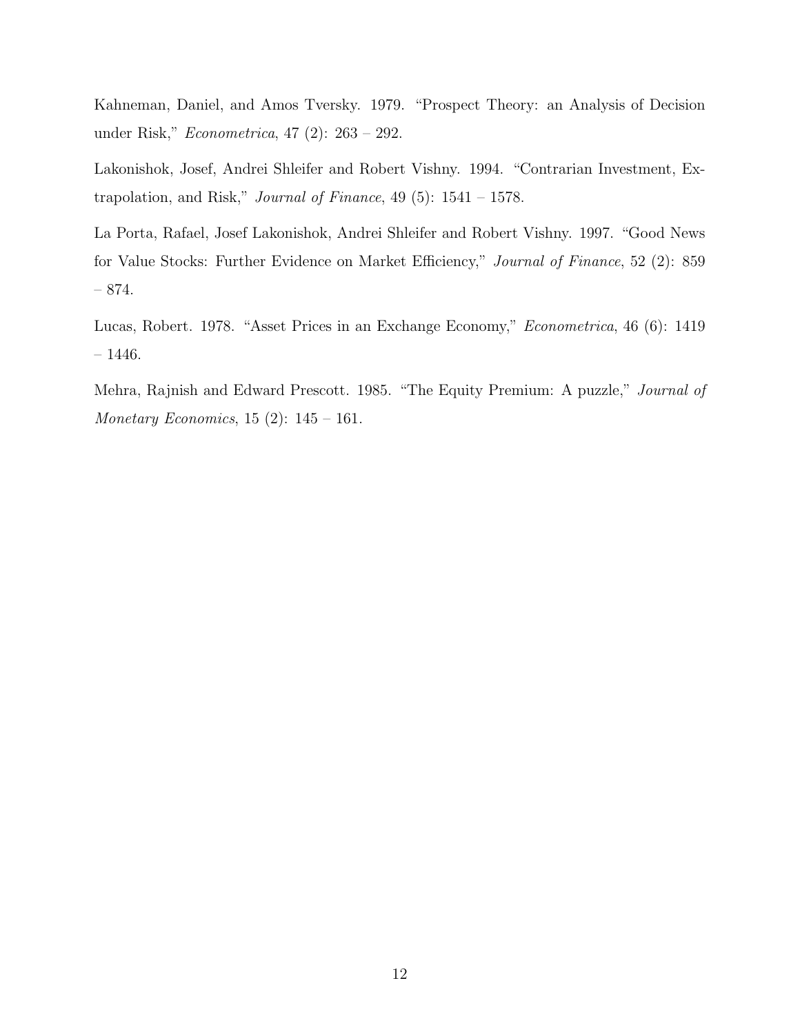Kahneman, Daniel, and Amos Tversky. 1979. "Prospect Theory: an Analysis of Decision under Risk," *Econometrica*, 47 (2): 263 – 292.

Lakonishok, Josef, Andrei Shleifer and Robert Vishny. 1994. "Contrarian Investment, Extrapolation, and Risk," *Journal of Finance*, 49 (5): 1541 – 1578.

La Porta, Rafael, Josef Lakonishok, Andrei Shleifer and Robert Vishny. 1997. "Good News for Value Stocks: Further Evidence on Market Efficiency," *Journal of Finance*, 52 (2): 859 – 874.

Lucas, Robert. 1978. "Asset Prices in an Exchange Economy," *Econometrica*, 46 (6): 1419 – 1446.

Mehra, Rajnish and Edward Prescott. 1985. "The Equity Premium: A puzzle," *Journal of Monetary Economics*, 15 (2): 145 – 161.